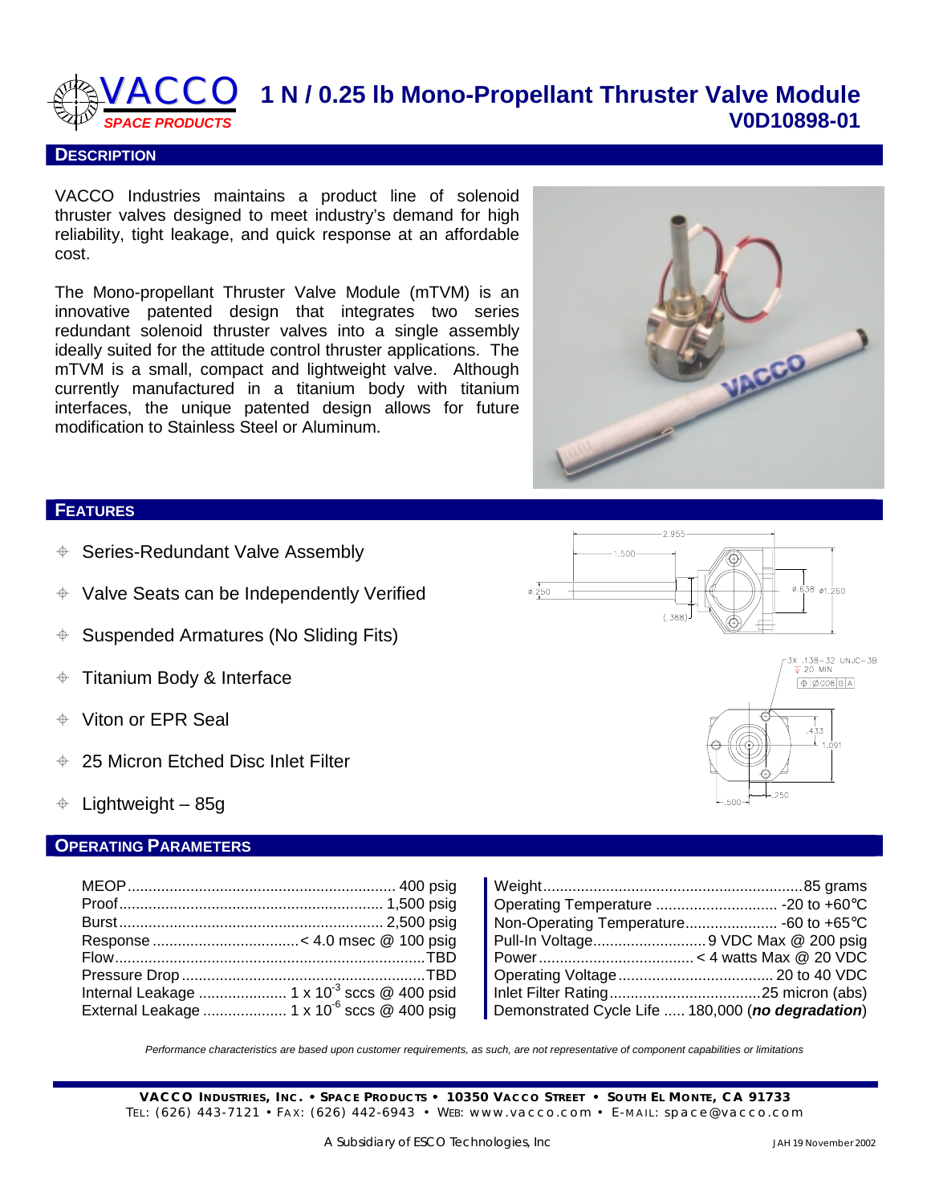# VACCO SPACE PRODUCTS

# 1 N / 0.25 lb Mono-Propellant Thruster Valve Module
## V0D10898-01

## DESCRIPTION

VACCO Industries maintains a product line of solenoid thruster valves designed to meet industry's demand for high reliability, tight leakage, and quick response at an affordable cost.

The Mono-propellant Thruster Valve Module (mTVM) is an innovative patented design that integrates two series redundant solenoid thruster valves into a single assembly ideally suited for the attitude control thruster applications. The mTVM is a small, compact and lightweight valve. Although currently manufactured in a titanium body with titanium interfaces, the unique patented design allows for future modification to Stainless Steel or Aluminum.

## FEATURES

- Series-Redundant Valve Assembly
- Valve Seats can be Independently Verified
- Suspended Armatures (No Sliding Fits)
- Titanium Body & Interface
- Viton or EPR Seal
- 25 Micron Etched Disc Inlet Filter
- Lightweight – 85g

## OPERATING PARAMETERS

| Parameter | Value |
|---|---|
| MEOP | 400 psig |
| Proof | 1,500 psig |
| Burst | 2,500 psig |
| Response | < 4.0 msec @ 100 psig |
| Flow | TBD |
| Pressure Drop | TBD |
| Internal Leakage | $1 \times 10^{-3}$ sccs @ 400 psid |
| External Leakage | $1 \times 10^{-6}$ sccs @ 400 psig |
| Weight | 85 grams |
| Operating Temperature | -20 to +60°C |
| Non-Operating Temperature | -60 to +65°C |
| Pull-In Voltage | 9 VDC Max @ 200 psig |
| Power | < 4 watts Max @ 20 VDC |
| Operating Voltage | 20 to 40 VDC |
| Inlet Filter Rating | 25 micron (abs) |
| Demonstrated Cycle Life | 180,000 (***no degradation***) |

*Performance characteristics are based upon customer requirements, as such, are not representative of component capabilities or limitations*

**VACCO INDUSTRIES, INC. • SPACE PRODUCTS • 10350 VACCO STREET • SOUTH EL MONTE, CA 91733**
TEL: (626) 443-7121 • FAX: (626) 442-6943 • WEB: www.vacco.com • E-MAIL: space@vacco.com

A Subsidiary of ESCO Technologies, Inc

JAH 19 November 2002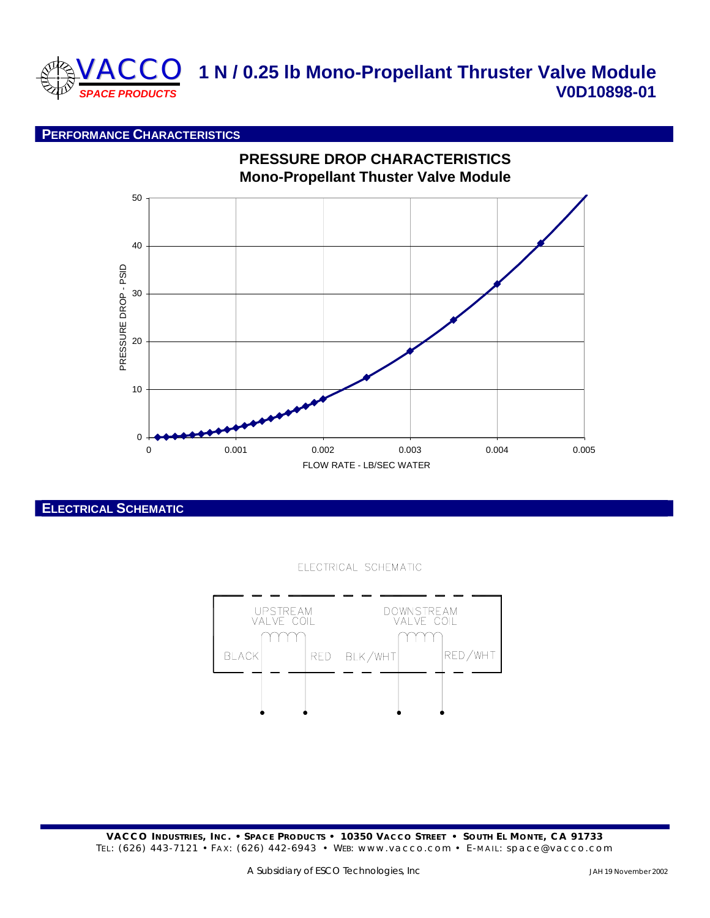# 1 N / 0.25 lb Mono-Propellant Thruster Valve Module

## V0D10898-01

## PERFORMANCE CHARACTERISTICS

**PRESSURE DROP CHARACTERISTICS**
**Mono-Propellant Thuster Valve Module**

PRESSURE DROP - PSID

FLOW RATE - LB/SEC WATER

## ELECTRICAL SCHEMATIC

ELECTRICAL SCHEMATIC

UPSTREAM VALVE COIL

DOWNSTREAM VALVE COIL

BLACK RED BLK/WHT RED/WHT

**VACCO INDUSTRIES, INC. • SPACE PRODUCTS • 10350 VACCO STREET • SOUTH EL MONTE, CA 91733**
TEL: (626) 443-7121 • FAX: (626) 442-6943 • WEB: www.vacco.com • E-MAIL: space@vacco.com

A Subsidiary of ESCO Technologies, Inc

JAH 19 November 2002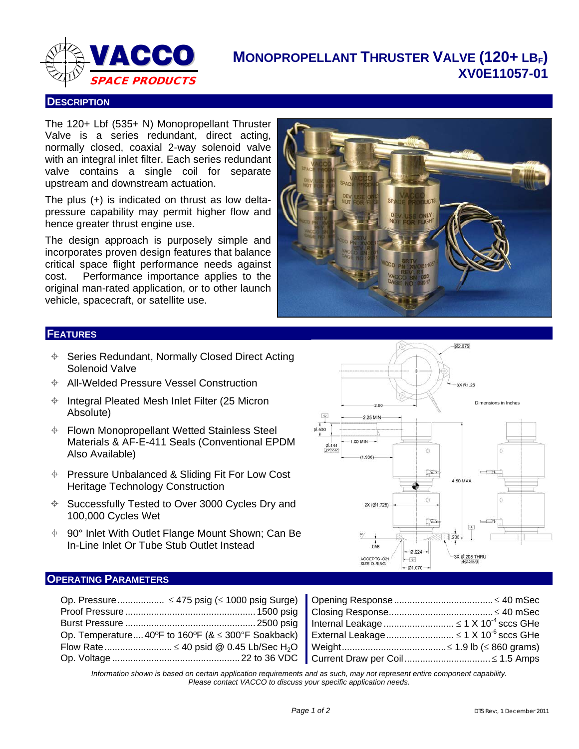# VACCO SPACE PRODUCTS

# MONOPROPELLANT THRUSTER VALVE (120+ LB$_F$)
## XV0E11057-01

## DESCRIPTION

The 120+ Lbf (535+ N) Monopropellant Thruster Valve is a series redundant, direct acting, normally closed, coaxial 2-way solenoid valve with an integral inlet filter. Each series redundant valve contains a single coil for separate upstream and downstream actuation.

The plus (+) is indicated on thrust as low delta-pressure capability may permit higher flow and hence greater thrust engine use.

The design approach is purposely simple and incorporates proven design features that balance critical space flight performance needs against cost. Performance importance applies to the original man-rated application, or to other launch vehicle, spacecraft, or satellite use.

## FEATURES

- Series Redundant, Normally Closed Direct Acting Solenoid Valve
- All-Welded Pressure Vessel Construction
- Integral Pleated Mesh Inlet Filter (25 Micron Absolute)
- Flown Monopropellant Wetted Stainless Steel Materials & AF-E-411 Seals (Conventional EPDM Also Available)
- Pressure Unbalanced & Sliding Fit For Low Cost Heritage Technology Construction
- Successfully Tested to Over 3000 Cycles Dry and 100,000 Cycles Wet
- 90° Inlet With Outlet Flange Mount Shown; Can Be In-Line Inlet Or Tube Stub Outlet Instead

## OPERATING PARAMETERS

| Parameter | Value | Parameter | Value |
|---|---|---|---|
| Op. Pressure | ≤ 475 psig (≤ 1000 psig Surge) | Opening Response | ≤ 40 mSec |
| Proof Pressure | 1500 psig | Closing Response | ≤ 40 mSec |
| Burst Pressure | 2500 psig | Internal Leakage | ≤ 1 X $10^{-4}$ sccs GHe |
| Op. Temperature | 40ºF to 160ºF (& ≤ 300°F Soakback) | External Leakage | ≤ 1 X $10^{-6}$ sccs GHe |
| Flow Rate | ≤ 40 psid @ 0.45 Lb/Sec $H_2O$ | Weight | ≤ 1.9 lb (≤ 860 grams) |
| Op. Voltage | 22 to 36 VDC | Current Draw per Coil | ≤ 1.5 Amps |

*Information shown is based on certain application requirements and as such, may not represent entire component capability. Please contact VACCO to discuss your specific application needs.*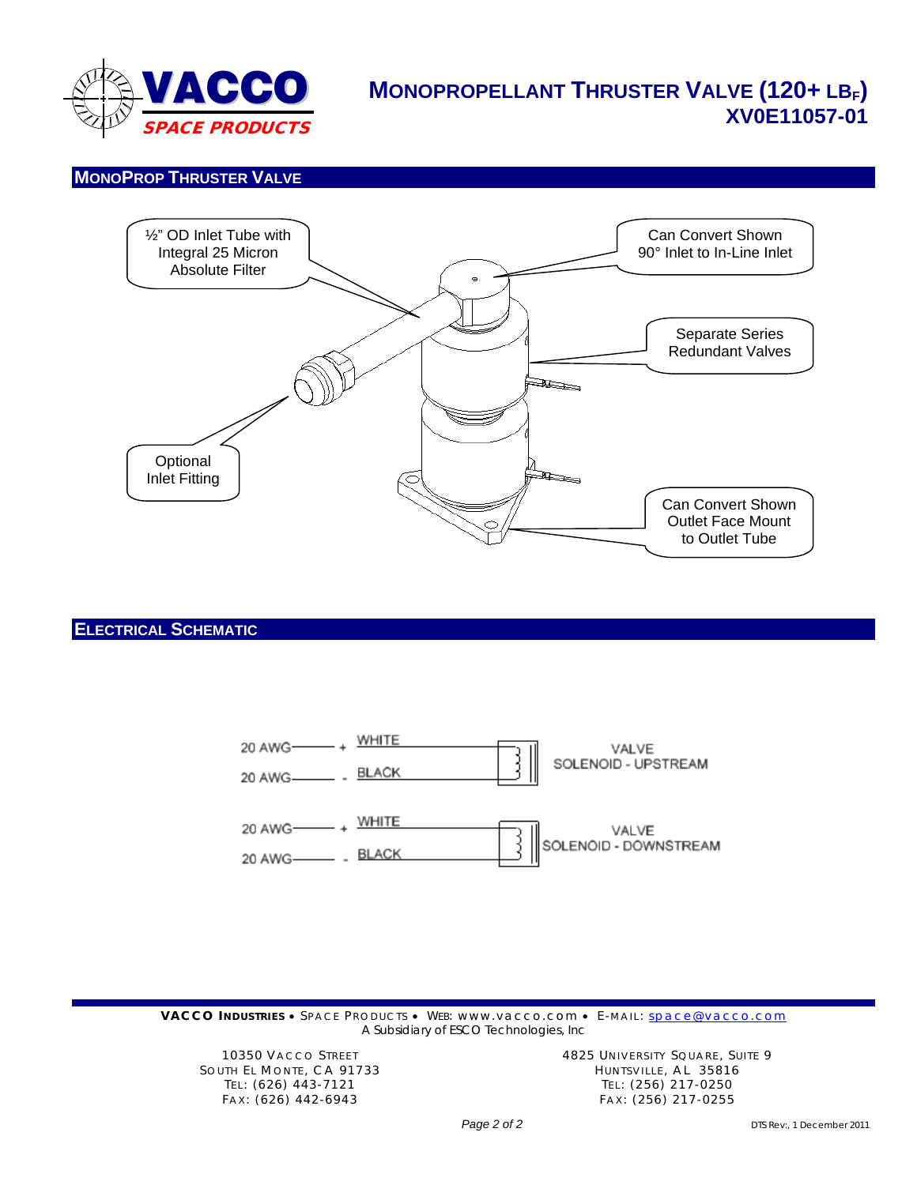# MONOPROPELLANT THRUSTER VALVE (120+ $LB_F$)
## XV0E11057-01

## MONOPROP THRUSTER VALVE

½" OD Inlet Tube with Integral 25 Micron Absolute Filter

Can Convert Shown 90° Inlet to In-Line Inlet

Separate Series Redundant Valves

Optional Inlet Fitting

Can Convert Shown Outlet Face Mount to Outlet Tube

## ELECTRICAL SCHEMATIC

20 AWG + WHITE
20 AWG - BLACK
VALVE SOLENOID - UPSTREAM

20 AWG + WHITE
20 AWG - BLACK
VALVE SOLENOID - DOWNSTREAM

**VACCO INDUSTRIES** • SPACE PRODUCTS • WEB: www.vacco.com • E-MAIL: space@vacco.com
A Subsidiary of ESCO Technologies, Inc

10350 VACCO STREET
SOUTH EL MONTE, CA 91733
TEL: (626) 443-7121
FAX: (626) 442-6943

4825 UNIVERSITY SQUARE, SUITE 9
HUNTSVILLE, AL 35816
TEL: (256) 217-0250
FAX: (256) 217-0255

DTS Rev:, 1 December 2011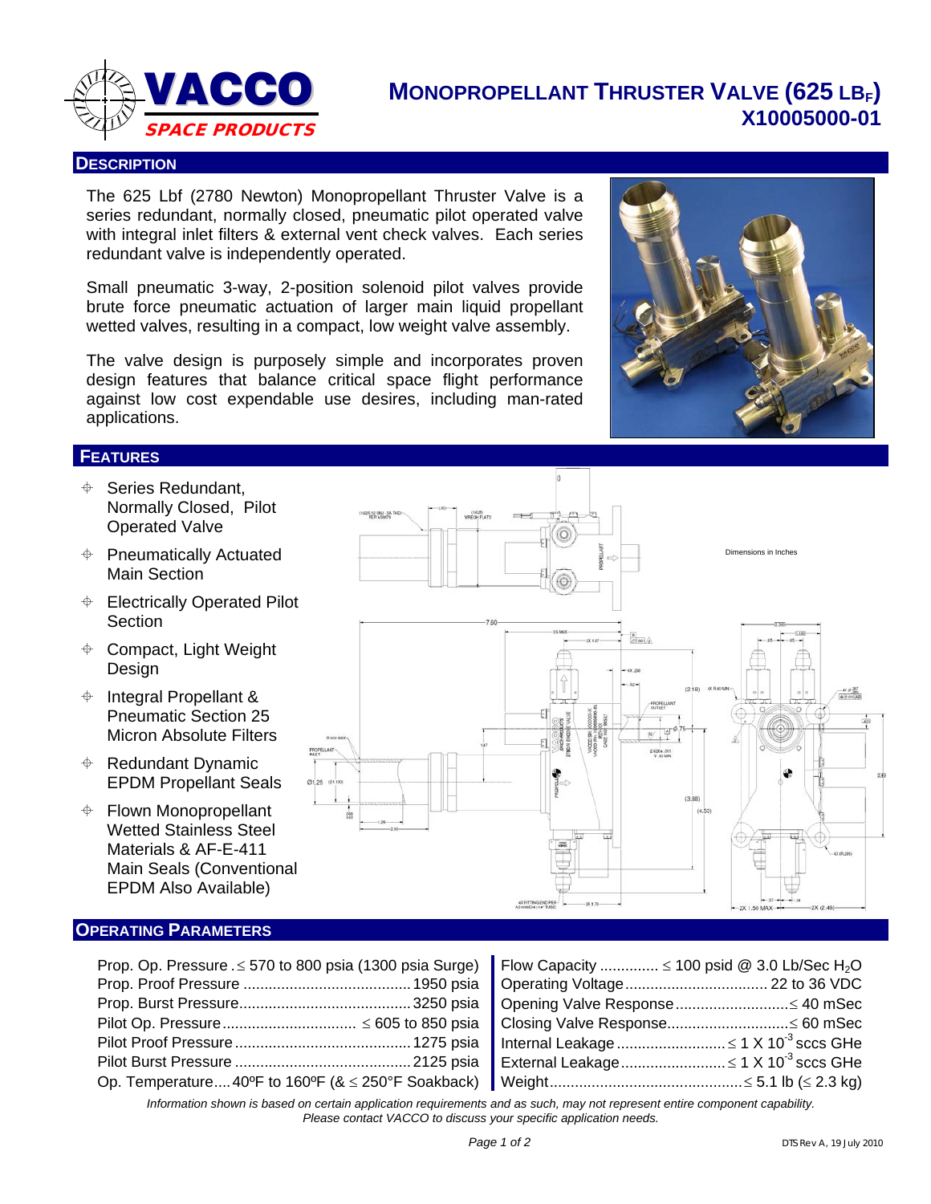# MONOPROPELLANT THRUSTER VALVE (625 $LB_F$)
## X10005000-01

VACCO SPACE PRODUCTS

## DESCRIPTION

The 625 Lbf (2780 Newton) Monopropellant Thruster Valve is a series redundant, normally closed, pneumatic pilot operated valve with integral inlet filters & external vent check valves. Each series redundant valve is independently operated.

Small pneumatic 3-way, 2-position solenoid pilot valves provide brute force pneumatic actuation of larger main liquid propellant wetted valves, resulting in a compact, low weight valve assembly.

The valve design is purposely simple and incorporates proven design features that balance critical space flight performance against low cost expendable use desires, including man-rated applications.

## FEATURES

- Series Redundant, Normally Closed, Pilot Operated Valve
- Pneumatically Actuated Main Section
- Electrically Operated Pilot Section
- Compact, Light Weight Design
- Integral Propellant & Pneumatic Section 25 Micron Absolute Filters
- Redundant Dynamic EPDM Propellant Seals
- Flown Monopropellant Wetted Stainless Steel Materials & AF-E-411 Main Seals (Conventional EPDM Also Available)

Dimensions in Inches

## OPERATING PARAMETERS

| | |
|---|---|
| Prop. Op. Pressure | ≤ 570 to 800 psia (1300 psia Surge) |
| Prop. Proof Pressure | 1950 psia |
| Prop. Burst Pressure | 3250 psia |
| Pilot Op. Pressure | ≤ 605 to 850 psia |
| Pilot Proof Pressure | 1275 psia |
| Pilot Burst Pressure | 2125 psia |
| Op. Temperature | 40ºF to 160ºF (& ≤ 250°F Soakback) |
| Flow Capacity | ≤ 100 psid @ 3.0 Lb/Sec $H_2O$ |
| Operating Voltage | 22 to 36 VDC |
| Opening Valve Response | ≤ 40 mSec |
| Closing Valve Response | ≤ 60 mSec |
| Internal Leakage | ≤ 1 X $10^{-3}$ sccs GHe |
| External Leakage | ≤ 1 X $10^{-3}$ sccs GHe |
| Weight | ≤ 5.1 lb (≤ 2.3 kg) |

*Information shown is based on certain application requirements and as such, may not represent entire component capability. Please contact VACCO to discuss your specific application needs.*

DTS Rev A, 19 July 2010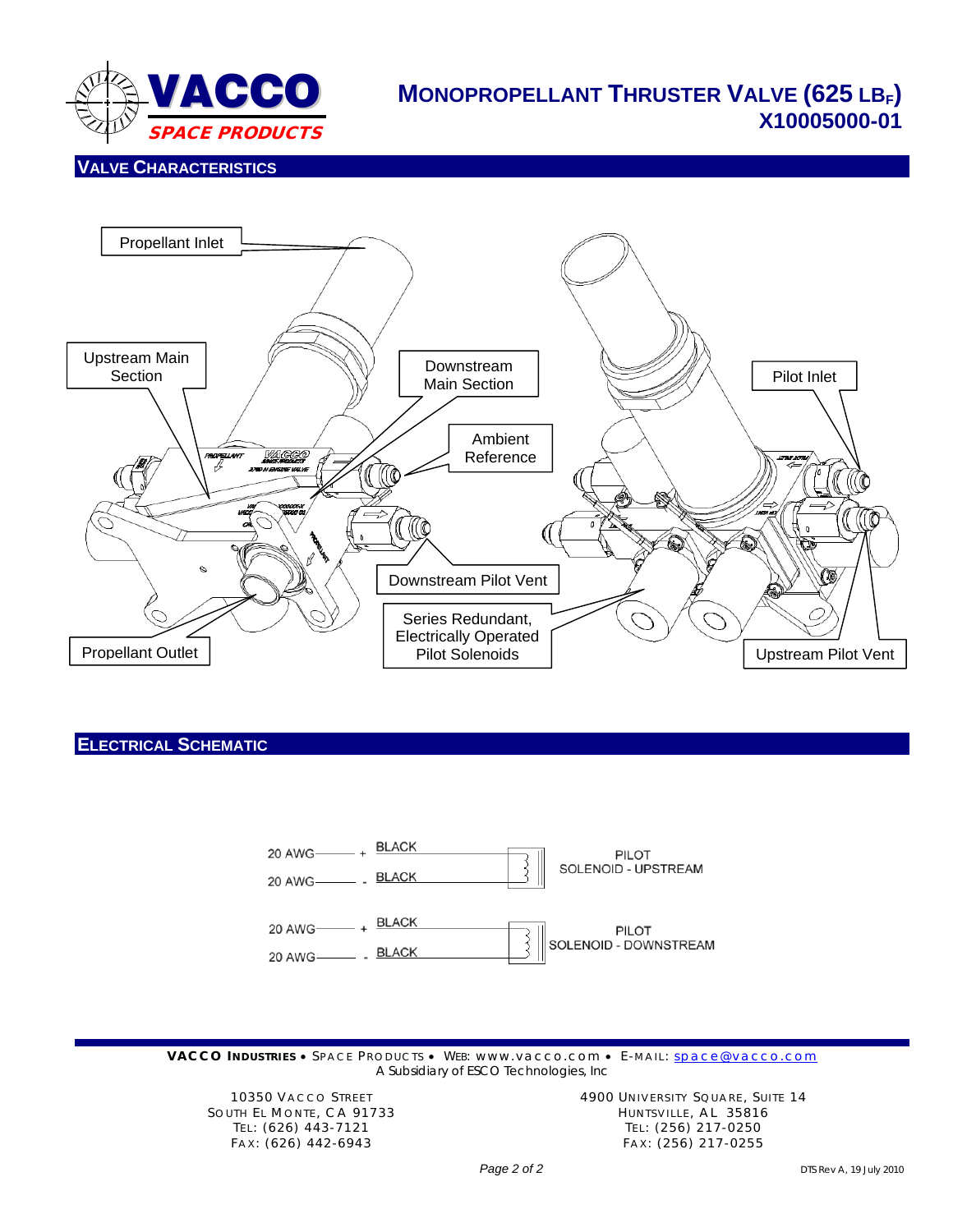# MONOPROPELLANT THRUSTER VALVE (625 $LB_F$)

**X10005000-01**

## VALVE CHARACTERISTICS

Propellant Inlet

Upstream Main Section

Downstream Main Section

Ambient Reference

Pilot Inlet

Downstream Pilot Vent

Series Redundant, Electrically Operated Pilot Solenoids

Propellant Outlet

Upstream Pilot Vent

## ELECTRICAL SCHEMATIC

| Wire | Polarity | Color | Solenoid |
|---|---|---|---|
| 20 AWG | + | BLACK | PILOT SOLENOID - UPSTREAM |
| 20 AWG | - | BLACK | PILOT SOLENOID - UPSTREAM |
| 20 AWG | + | BLACK | PILOT SOLENOID - DOWNSTREAM |
| 20 AWG | - | BLACK | PILOT SOLENOID - DOWNSTREAM |

**VACCO INDUSTRIES** • SPACE PRODUCTS • WEB: www.vacco.com • E-MAIL: space@vacco.com
A Subsidiary of ESCO Technologies, Inc

10350 VACCO STREET
SOUTH EL MONTE, CA 91733
TEL: (626) 443-7121
FAX: (626) 442-6943

4900 UNIVERSITY SQUARE, SUITE 14
HUNTSVILLE, AL 35816
TEL: (256) 217-0250
FAX: (256) 217-0255

DTS Rev A, 19 July 2010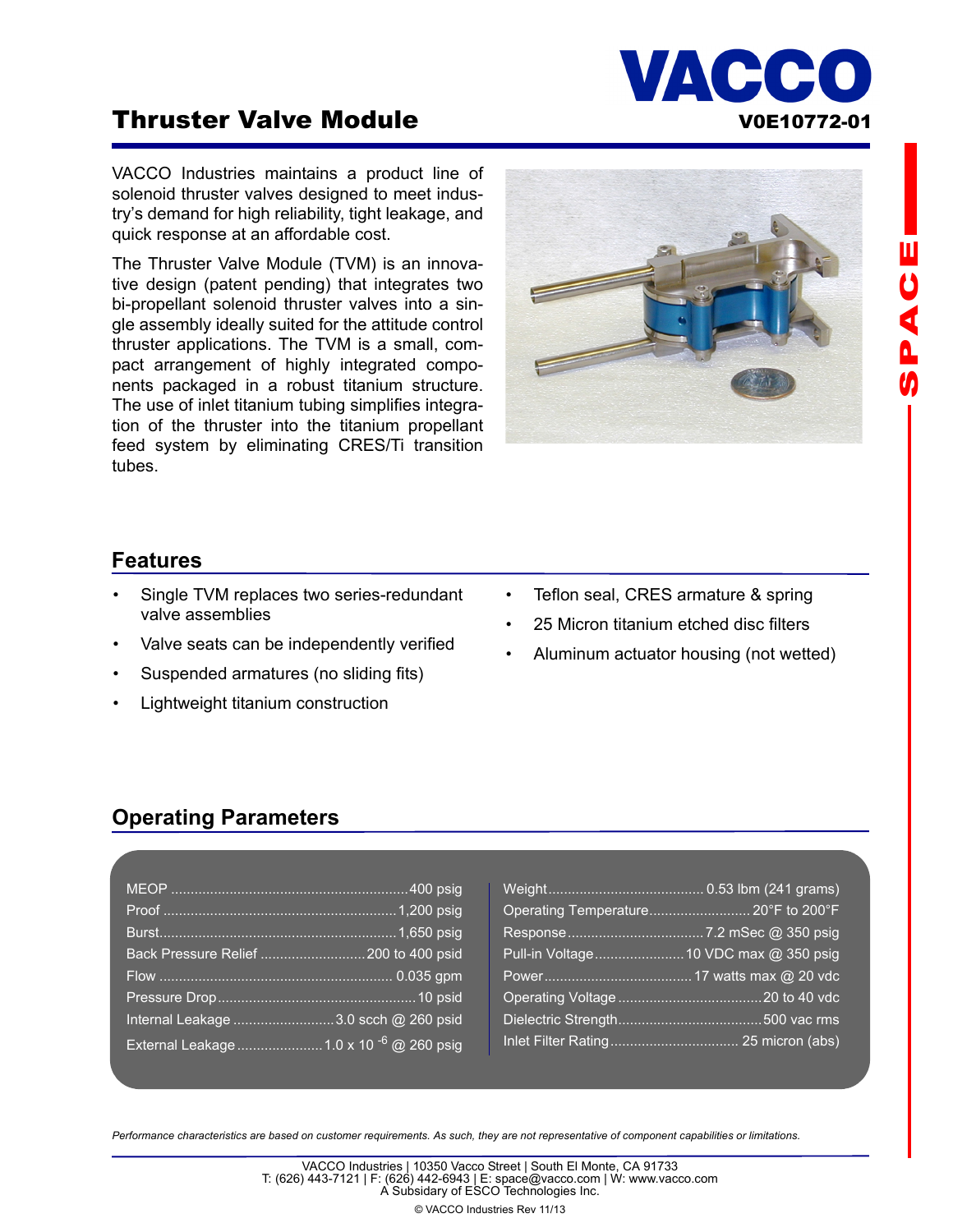# Thruster Valve Module

VACCO

V0E10772-01

VACCO Industries maintains a product line of solenoid thruster valves designed to meet industry's demand for high reliability, tight leakage, and quick response at an affordable cost.

The Thruster Valve Module (TVM) is an innovative design (patent pending) that integrates two bi-propellant solenoid thruster valves into a single assembly ideally suited for the attitude control thruster applications. The TVM is a small, compact arrangement of highly integrated components packaged in a robust titanium structure. The use of inlet titanium tubing simplifies integration of the thruster into the titanium propellant feed system by eliminating CRES/Ti transition tubes.

## Features

- Single TVM replaces two series-redundant valve assemblies
- Valve seats can be independently verified
- Suspended armatures (no sliding fits)
- Lightweight titanium construction
- Teflon seal, CRES armature & spring
- 25 Micron titanium etched disc filters
- Aluminum actuator housing (not wetted)

## Operating Parameters

| Parameter | Value | Parameter | Value |
|---|---|---|---|
| MEOP | 400 psig | Weight | 0.53 lbm (241 grams) |
| Proof | 1,200 psig | Operating Temperature | 20°F to 200°F |
| Burst | 1,650 psig | Response | 7.2 mSec @ 350 psig |
| Back Pressure Relief | 200 to 400 psid | Pull-in Voltage | 10 VDC max @ 350 psig |
| Flow | 0.035 gpm | Power | 17 watts max @ 20 vdc |
| Pressure Drop | 10 psid | Operating Voltage | 20 to 40 vdc |
| Internal Leakage | 3.0 scch @ 260 psid | Dielectric Strength | 500 vac rms |
| External Leakage | $1.0 \times 10^{-6}$ @ 260 psig | Inlet Filter Rating | 25 micron (abs) |

*Performance characteristics are based on customer requirements. As such, they are not representative of component capabilities or limitations.*

VACCO Industries | 10350 Vacco Street | South El Monte, CA 91733
T: (626) 443-7121 | F: (626) 442-6943 | E: space@vacco.com | W: www.vacco.com
A Subsidiary of ESCO Technologies Inc.

© VACCO Industries Rev 11/13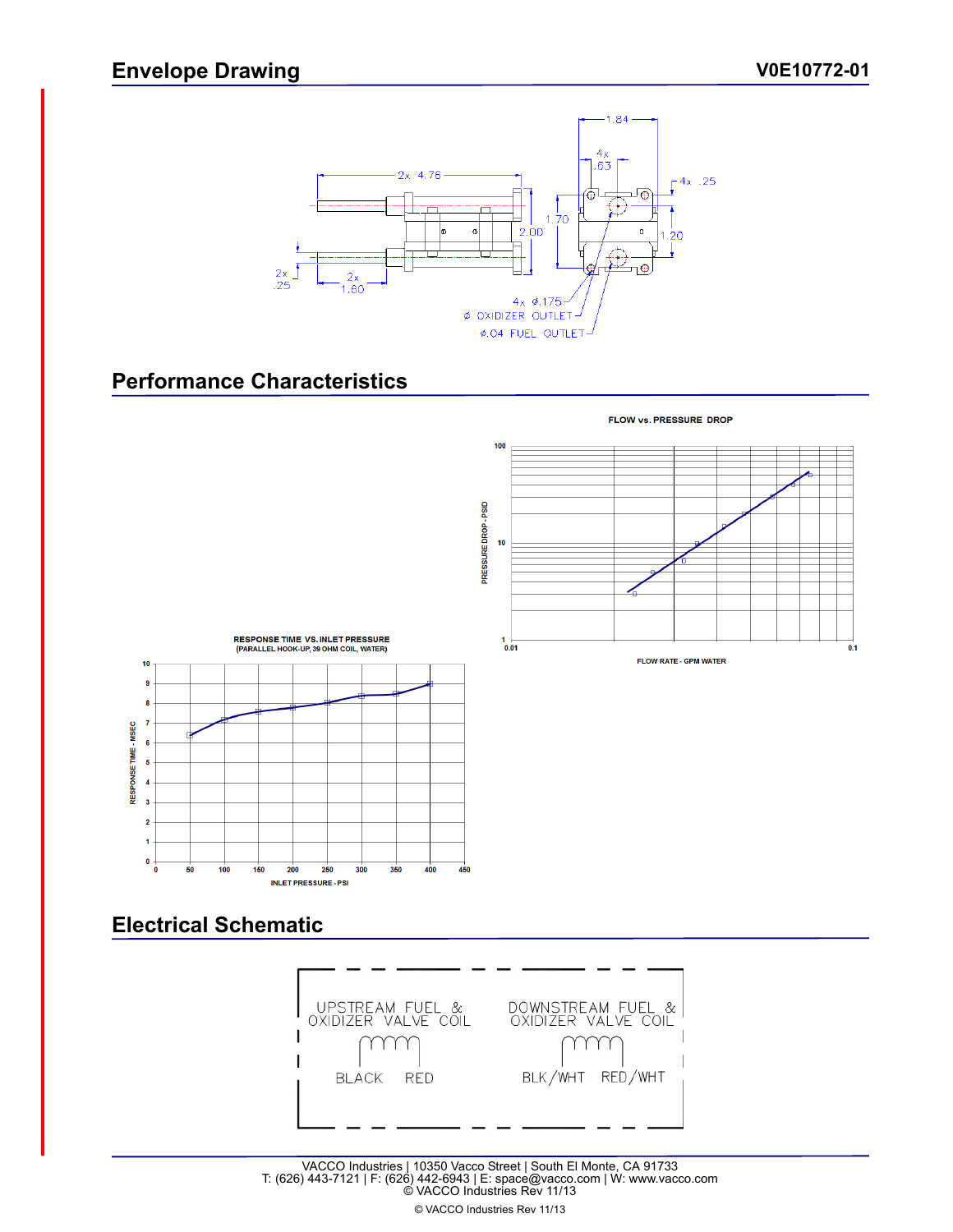## Envelope Drawing

V0E10772-01

1.84

4x .63

4x .25

2x 4.76

1.70

2.00

1.20

2x .25

2x 1.60

4x ⌀.175

⌀ OXIDIZER OUTLET

⌀.04 FUEL OUTLET

## Performance Characteristics

FLOW vs. PRESSURE DROP

PRESSURE DROP - PSID

100

10

1

0.01

0.1

FLOW RATE - GPM WATER

RESPONSE TIME VS. INLET PRESSURE
(PARALLEL HOOK-UP, 39 OHM COIL, WATER)

RESPONSE TIME - MSEC

10
9
8
7
6
5
4
3
2
1
0

0 50 100 150 200 250 300 350 400 450

INLET PRESSURE - PSI

## Electrical Schematic

UPSTREAM FUEL & OXIDIZER VALVE COIL

BLACK RED

DOWNSTREAM FUEL & OXIDIZER VALVE COIL

BLK/WHT RED/WHT

VACCO Industries | 10350 Vacco Street | South El Monte, CA 91733
T: (626) 443-7121 | F: (626) 442-6943 | E: space@vacco.com | W: www.vacco.com
© VACCO Industries Rev 11/13